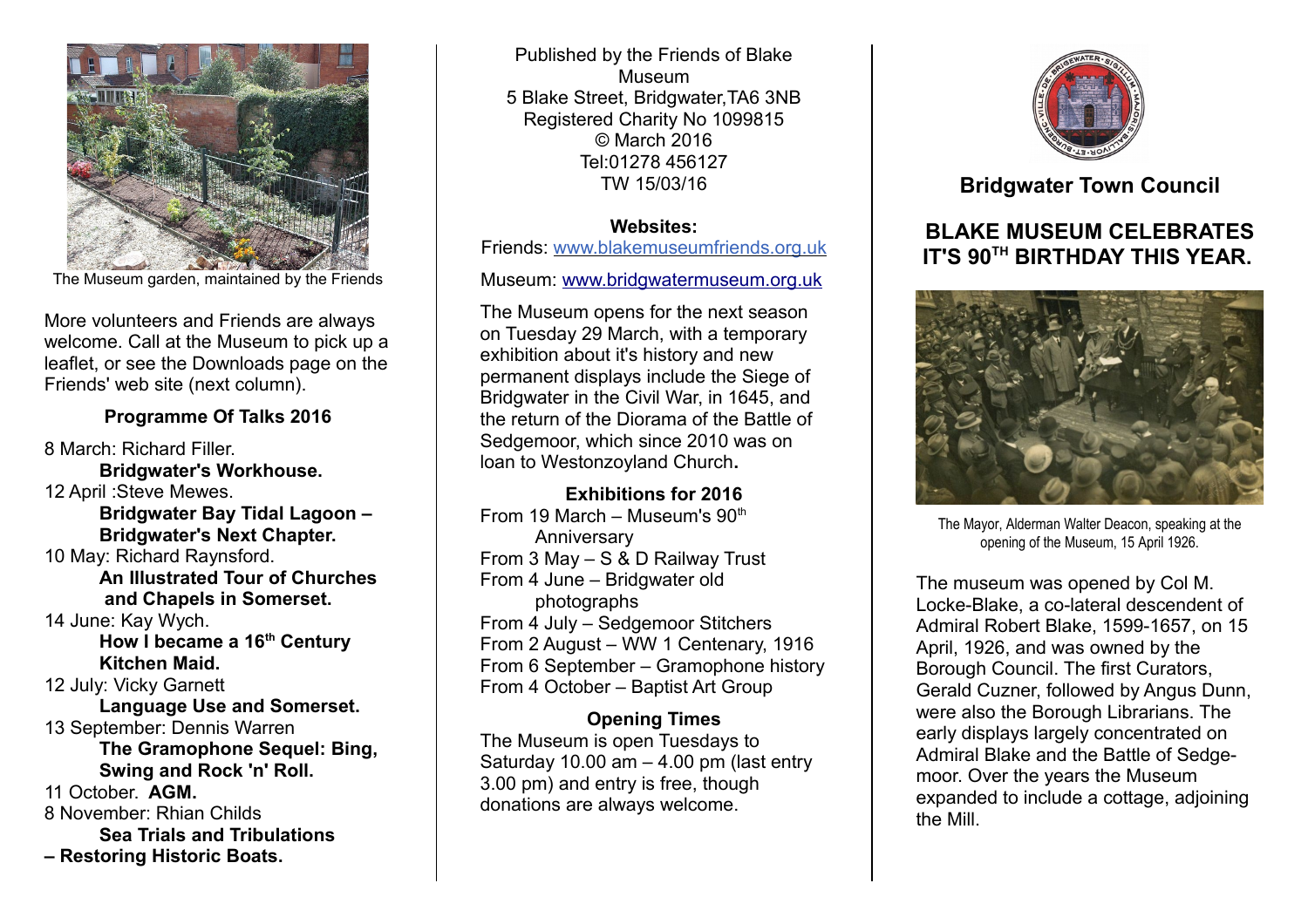The Museum garden, maintained by the Friends

More volunteers and Friends are always welcome. Call at the Museum to pick up a leaflet, or see the Downloads page on the Friends' web site (next column).

### Programme Of Talks 2016

8 March: Richard Filler.
**Bridgwater's Workhouse.**
12 April :Steve Mewes.
**Bridgwater Bay Tidal Lagoon – Bridgwater's Next Chapter.**
10 May: Richard Raynsford.
**An Illustrated Tour of Churches and Chapels in Somerset.**
14 June: Kay Wych.
**How I became a 16th Century Kitchen Maid.**
12 July: Vicky Garnett
**Language Use and Somerset.**
13 September: Dennis Warren
**The Gramophone Sequel: Bing, Swing and Rock 'n' Roll.**
11 October. **AGM.**
8 November: Rhian Childs
**Sea Trials and Tribulations – Restoring Historic Boats.**

Published by the Friends of Blake Museum
5 Blake Street, Bridgwater,TA6 3NB
Registered Charity No 1099815
© March 2016
Tel:01278 456127
TW 15/03/16

**Websites:**
Friends: www.blakemuseumfriends.org.uk

Museum: www.bridgwatermuseum.org.uk

The Museum opens for the next season on Tuesday 29 March, with a temporary exhibition about it's history and new permanent displays include the Siege of Bridgwater in the Civil War, in 1645, and the return of the Diorama of the Battle of Sedgemoor, which since 2010 was on loan to Westonzoyland Church**.**

### Exhibitions for 2016

From 19 March – Museum's 90th Anniversary
From 3 May – S & D Railway Trust
From 4 June – Bridgwater old photographs
From 4 July – Sedgemoor Stitchers
From 2 August – WW 1 Centenary, 1916
From 6 September – Gramophone history
From 4 October – Baptist Art Group

### Opening Times

The Museum is open Tuesdays to Saturday 10.00 am – 4.00 pm (last entry 3.00 pm) and entry is free, though donations are always welcome.

**Bridgwater Town Council**

## BLAKE MUSEUM CELEBRATES IT'S 90TH BIRTHDAY THIS YEAR.

The Mayor, Alderman Walter Deacon, speaking at the opening of the Museum, 15 April 1926.

The museum was opened by Col M. Locke-Blake, a co-lateral descendent of Admiral Robert Blake, 1599-1657, on 15 April, 1926, and was owned by the Borough Council. The first Curators, Gerald Cuzner, followed by Angus Dunn, were also the Borough Librarians. The early displays largely concentrated on Admiral Blake and the Battle of Sedge-moor. Over the years the Museum expanded to include a cottage, adjoining the Mill.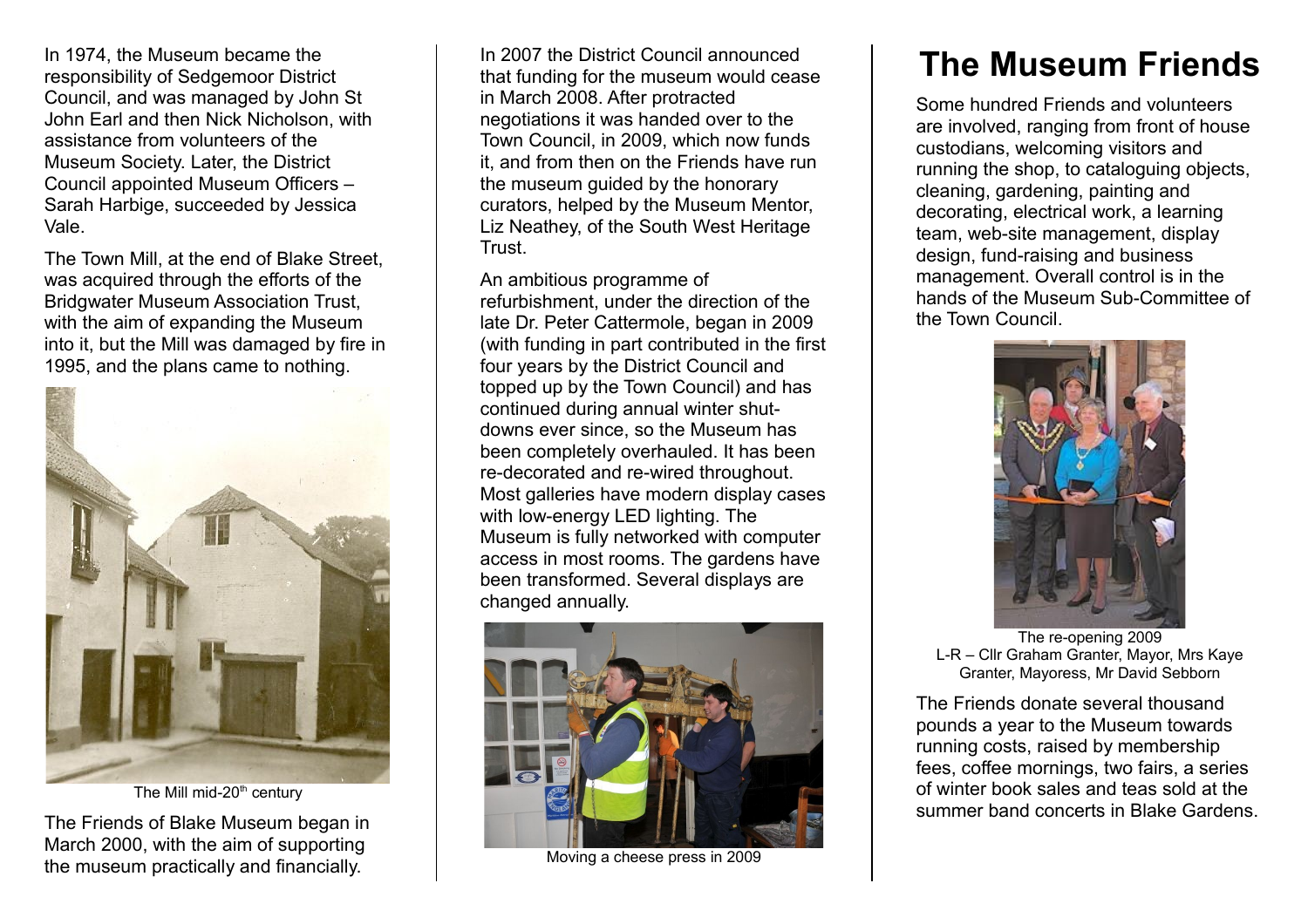In 1974, the Museum became the responsibility of Sedgemoor District Council, and was managed by John St John Earl and then Nick Nicholson, with assistance from volunteers of the Museum Society. Later, the District Council appointed Museum Officers – Sarah Harbige, succeeded by Jessica Vale.

The Town Mill, at the end of Blake Street, was acquired through the efforts of the Bridgwater Museum Association Trust, with the aim of expanding the Museum into it, but the Mill was damaged by fire in 1995, and the plans came to nothing.

The Mill mid-20th century

The Friends of Blake Museum began in March 2000, with the aim of supporting the museum practically and financially.

In 2007 the District Council announced that funding for the museum would cease in March 2008. After protracted negotiations it was handed over to the Town Council, in 2009, which now funds it, and from then on the Friends have run the museum guided by the honorary curators, helped by the Museum Mentor, Liz Neathey, of the South West Heritage Trust.

An ambitious programme of refurbishment, under the direction of the late Dr. Peter Cattermole, began in 2009 (with funding in part contributed in the first four years by the District Council and topped up by the Town Council) and has continued during annual winter shut-downs ever since, so the Museum has been completely overhauled. It has been re-decorated and re-wired throughout. Most galleries have modern display cases with low-energy LED lighting. The Museum is fully networked with computer access in most rooms. The gardens have been transformed. Several displays are changed annually.

Moving a cheese press in 2009

# The Museum Friends

Some hundred Friends and volunteers are involved, ranging from front of house custodians, welcoming visitors and running the shop, to cataloguing objects, cleaning, gardening, painting and decorating, electrical work, a learning team, web-site management, display design, fund-raising and business management. Overall control is in the hands of the Museum Sub-Committee of the Town Council.

The re-opening 2009
L-R – Cllr Graham Granter, Mayor, Mrs Kaye Granter, Mayoress, Mr David Sebborn

The Friends donate several thousand pounds a year to the Museum towards running costs, raised by membership fees, coffee mornings, two fairs, a series of winter book sales and teas sold at the summer band concerts in Blake Gardens.